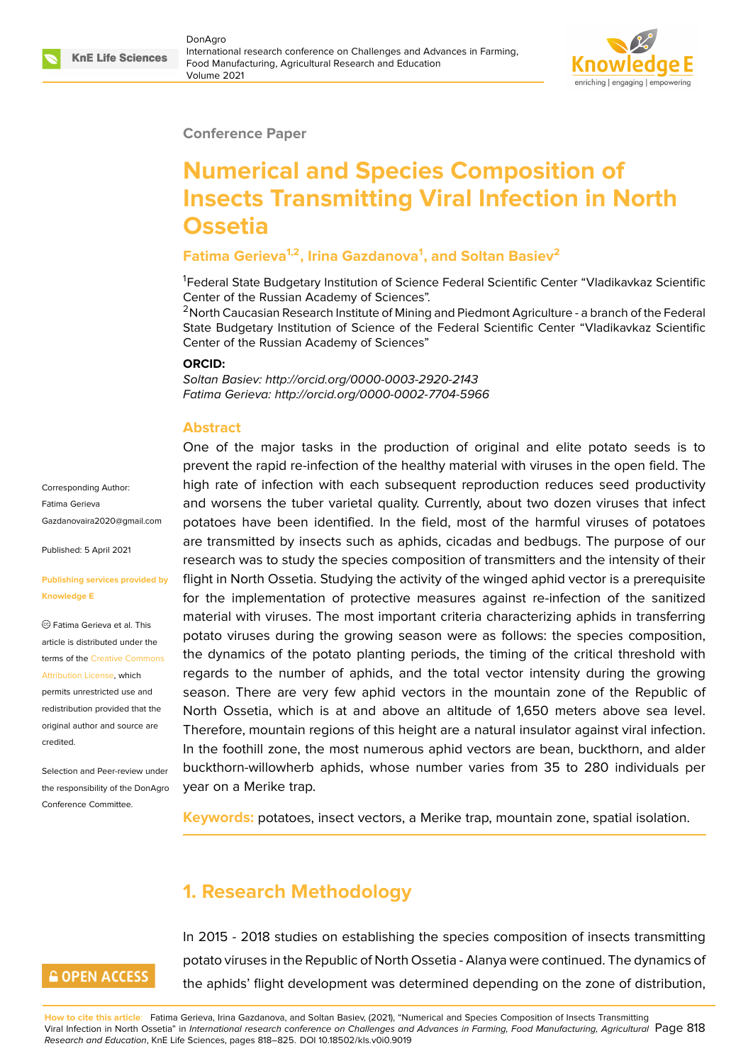Conference Paper

# Numerical and Species Composition of Insects Transmitting Viral Infection in North Ossetia

**Fatima Gerieva[1,2], Irina Gazdanova[1], and Soltan Basiev[2]**

[1]Federal State Budgetary Institution of Science Federal Scientific Center "Vladikavkaz Scientific Center of the Russian Academy of Sciences".
[2]North Caucasian Research Institute of Mining and Piedmont Agriculture - a branch of the Federal State Budgetary Institution of Science of the Federal Scientific Center "Vladikavkaz Scientific Center of the Russian Academy of Sciences"

**ORCID:**
*Soltan Basiev: http://orcid.org/0000-0003-2920-2143*
*Fatima Gerieva: http://orcid.org/0000-0002-7704-5966*

Corresponding Author: Fatima Gerieva Gazdanovaira2020@gmail.com

Published: 5 April 2021

Publishing services provided by Knowledge E

© Fatima Gerieva et al. This article is distributed under the terms of the Creative Commons Attribution License, which permits unrestricted use and redistribution provided that the original author and source are credited.

Selection and Peer-review under the responsibility of the DonAgro Conference Committee.

## Abstract

One of the major tasks in the production of original and elite potato seeds is to prevent the rapid re-infection of the healthy material with viruses in the open field. The high rate of infection with each subsequent reproduction reduces seed productivity and worsens the tuber varietal quality. Currently, about two dozen viruses that infect potatoes have been identified. In the field, most of the harmful viruses of potatoes are transmitted by insects such as aphids, cicadas and bedbugs. The purpose of our research was to study the species composition of transmitters and the intensity of their flight in North Ossetia. Studying the activity of the winged aphid vector is a prerequisite for the implementation of protective measures against re-infection of the sanitized material with viruses. The most important criteria characterizing aphids in transferring potato viruses during the growing season were as follows: the species composition, the dynamics of the potato planting periods, the timing of the critical threshold with regards to the number of aphids, and the total vector intensity during the growing season. There are very few aphid vectors in the mountain zone of the Republic of North Ossetia, which is at and above an altitude of 1,650 meters above sea level. Therefore, mountain regions of this height are a natural insulator against viral infection. In the foothill zone, the most numerous aphid vectors are bean, buckthorn, and alder buckthorn-willowherb aphids, whose number varies from 35 to 280 individuals per year on a Merike trap.

**Keywords:** potatoes, insect vectors, a Merike trap, mountain zone, spatial isolation.

## 1. Research Methodology

In 2015 - 2018 studies on establishing the species composition of insects transmitting potato viruses in the Republic of North Ossetia - Alanya were continued. The dynamics of the aphids' flight development was determined depending on the zone of distribution,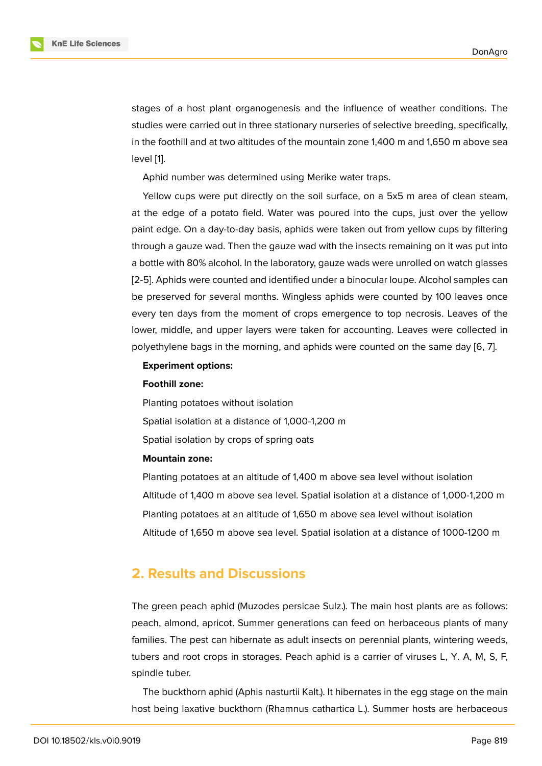stages of a host plant organogenesis and the influence of weather conditions. The studies were carried out in three stationary nurseries of selective breeding, specifically, in the foothill and at two altitudes of the mountain zone 1,400 m and 1,650 m above sea level [1].

Aphid number was determined using Merike water traps.

Yellow cups were put directly on the soil surface, on a 5x5 m area of clean steam, at the edge of a potato field. Water was poured into the cups, just over the yellow paint edge. On a day-to-day basis, aphids were taken out from yellow cups by filtering through a gauze wad. Then the gauze wad with the insects remaining on it was put into a bottle with 80% alcohol. In the laboratory, gauze wads were unrolled on watch glasses [2-5]. Aphids were counted and identified under a binocular loupe. Alcohol samples can be preserved for several months. Wingless aphids were counted by 100 leaves once every ten days from the moment of crops emergence to top necrosis. Leaves of the lower, middle, and upper layers were taken for accounting. Leaves were collected in polyethylene bags in the morning, and aphids were counted on the same day [6, 7].

**Experiment options:**

**Foothill zone:**

Planting potatoes without isolation

Spatial isolation at a distance of 1,000-1,200 m

Spatial isolation by crops of spring oats

**Mountain zone:**

Planting potatoes at an altitude of 1,400 m above sea level without isolation

Altitude of 1,400 m above sea level. Spatial isolation at a distance of 1,000-1,200 m

Planting potatoes at an altitude of 1,650 m above sea level without isolation

Altitude of 1,650 m above sea level. Spatial isolation at a distance of 1000-1200 m

## 2. Results and Discussions

The green peach aphid (Muzodes persicae Sulz.). The main host plants are as follows: peach, almond, apricot. Summer generations can feed on herbaceous plants of many families. The pest can hibernate as adult insects on perennial plants, wintering weeds, tubers and root crops in storages. Peach aphid is a carrier of viruses L, Y. A, M, S, F, spindle tuber.

The buckthorn aphid (Aphis nasturtii Kalt.). It hibernates in the egg stage on the main host being laxative buckthorn (Rhamnus cathartica L.). Summer hosts are herbaceous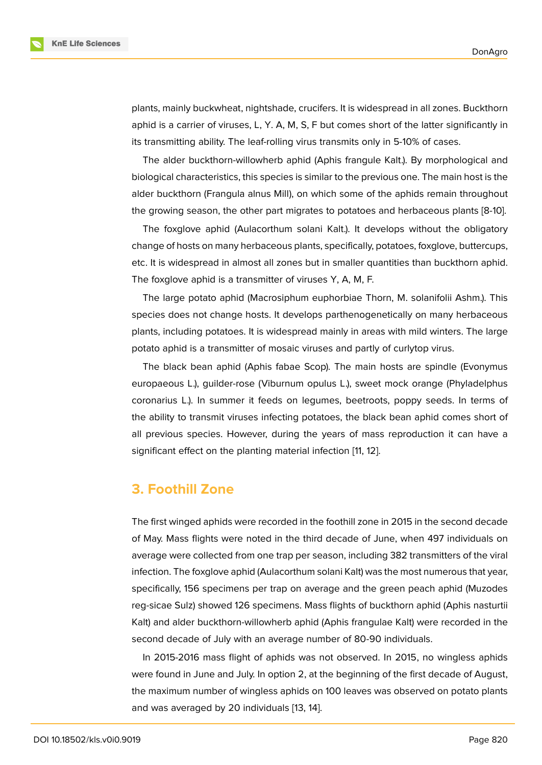plants, mainly buckwheat, nightshade, crucifers. It is widespread in all zones. Buckthorn aphid is a carrier of viruses, L, Y. A, M, S, F but comes short of the latter significantly in its transmitting ability. The leaf-rolling virus transmits only in 5-10% of cases.

The alder buckthorn-willowherb aphid (Aphis frangule Kalt.). By morphological and biological characteristics, this species is similar to the previous one. The main host is the alder buckthorn (Frangula alnus Mill), on which some of the aphids remain throughout the growing season, the other part migrates to potatoes and herbaceous plants [8-10].

The foxglove aphid (Aulacorthum solani Kalt.). It develops without the obligatory change of hosts on many herbaceous plants, specifically, potatoes, foxglove, buttercups, etc. It is widespread in almost all zones but in smaller quantities than buckthorn aphid. The foxglove aphid is a transmitter of viruses Y, A, M, F.

The large potato aphid (Macrosiphum euphorbiae Thorn, M. solanifolii Ashm.). This species does not change hosts. It develops parthenogenetically on many herbaceous plants, including potatoes. It is widespread mainly in areas with mild winters. The large potato aphid is a transmitter of mosaic viruses and partly of curlytop virus.

The black bean aphid (Aphis fabae Scop). The main hosts are spindle (Evonymus europaeous L.), guilder-rose (Viburnum opulus L.), sweet mock orange (Phyladelphus coronarius L.). In summer it feeds on legumes, beetroots, poppy seeds. In terms of the ability to transmit viruses infecting potatoes, the black bean aphid comes short of all previous species. However, during the years of mass reproduction it can have a significant effect on the planting material infection [11, 12].

## 3. Foothill Zone

The first winged aphids were recorded in the foothill zone in 2015 in the second decade of May. Mass flights were noted in the third decade of June, when 497 individuals on average were collected from one trap per season, including 382 transmitters of the viral infection. The foxglove aphid (Aulacorthum solani Kalt) was the most numerous that year, specifically, 156 specimens per trap on average and the green peach aphid (Muzodes reg-sicae Sulz) showed 126 specimens. Mass flights of buckthorn aphid (Aphis nasturtii Kalt) and alder buckthorn-willowherb aphid (Aphis frangulae Kalt) were recorded in the second decade of July with an average number of 80-90 individuals.

In 2015-2016 mass flight of aphids was not observed. In 2015, no wingless aphids were found in June and July. In option 2, at the beginning of the first decade of August, the maximum number of wingless aphids on 100 leaves was observed on potato plants and was averaged by 20 individuals [13, 14].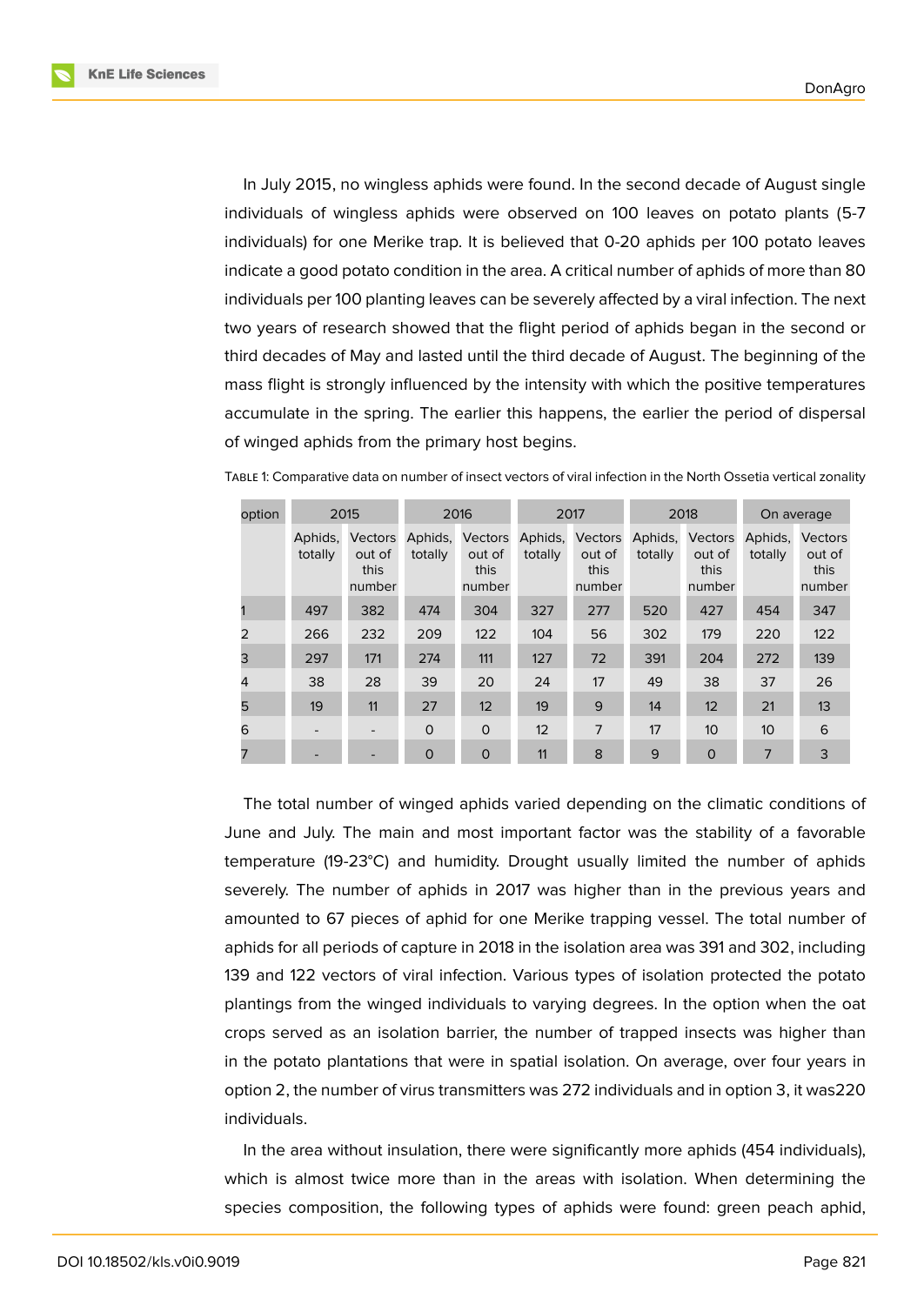In July 2015, no wingless aphids were found. In the second decade of August single individuals of wingless aphids were observed on 100 leaves on potato plants (5-7 individuals) for one Merike trap. It is believed that 0-20 aphids per 100 potato leaves indicate a good potato condition in the area. A critical number of aphids of more than 80 individuals per 100 planting leaves can be severely affected by a viral infection. The next two years of research showed that the flight period of aphids began in the second or third decades of May and lasted until the third decade of August. The beginning of the mass flight is strongly influenced by the intensity with which the positive temperatures accumulate in the spring. The earlier this happens, the earlier the period of dispersal of winged aphids from the primary host begins.

TABLE 1: Comparative data on number of insect vectors of viral infection in the North Ossetia vertical zonality

| option | 2015 | | 2016 | | 2017 | | 2018 | | On average | |
|---|---|---|---|---|---|---|---|---|---|---|
| | Aphids, totally | Vectors out of this number | Aphids, totally | Vectors out of this number | Aphids, totally | Vectors out of this number | Aphids, totally | Vectors out of this number | Aphids, totally | Vectors out of this number |
| 1 | 497 | 382 | 474 | 304 | 327 | 277 | 520 | 427 | 454 | 347 |
| 2 | 266 | 232 | 209 | 122 | 104 | 56 | 302 | 179 | 220 | 122 |
| 3 | 297 | 171 | 274 | 111 | 127 | 72 | 391 | 204 | 272 | 139 |
| 4 | 38 | 28 | 39 | 20 | 24 | 17 | 49 | 38 | 37 | 26 |
| 5 | 19 | 11 | 27 | 12 | 19 | 9 | 14 | 12 | 21 | 13 |
| 6 | - | - | 0 | 0 | 12 | 7 | 17 | 10 | 10 | 6 |
| 7 | - | - | 0 | 0 | 11 | 8 | 9 | 0 | 7 | 3 |

The total number of winged aphids varied depending on the climatic conditions of June and July. The main and most important factor was the stability of a favorable temperature (19-23°C) and humidity. Drought usually limited the number of aphids severely. The number of aphids in 2017 was higher than in the previous years and amounted to 67 pieces of aphid for one Merike trapping vessel. The total number of aphids for all periods of capture in 2018 in the isolation area was 391 and 302, including 139 and 122 vectors of viral infection. Various types of isolation protected the potato plantings from the winged individuals to varying degrees. In the option when the oat crops served as an isolation barrier, the number of trapped insects was higher than in the potato plantations that were in spatial isolation. On average, over four years in option 2, the number of virus transmitters was 272 individuals and in option 3, it was220 individuals.

In the area without insulation, there were significantly more aphids (454 individuals), which is almost twice more than in the areas with isolation. When determining the species composition, the following types of aphids were found: green peach aphid,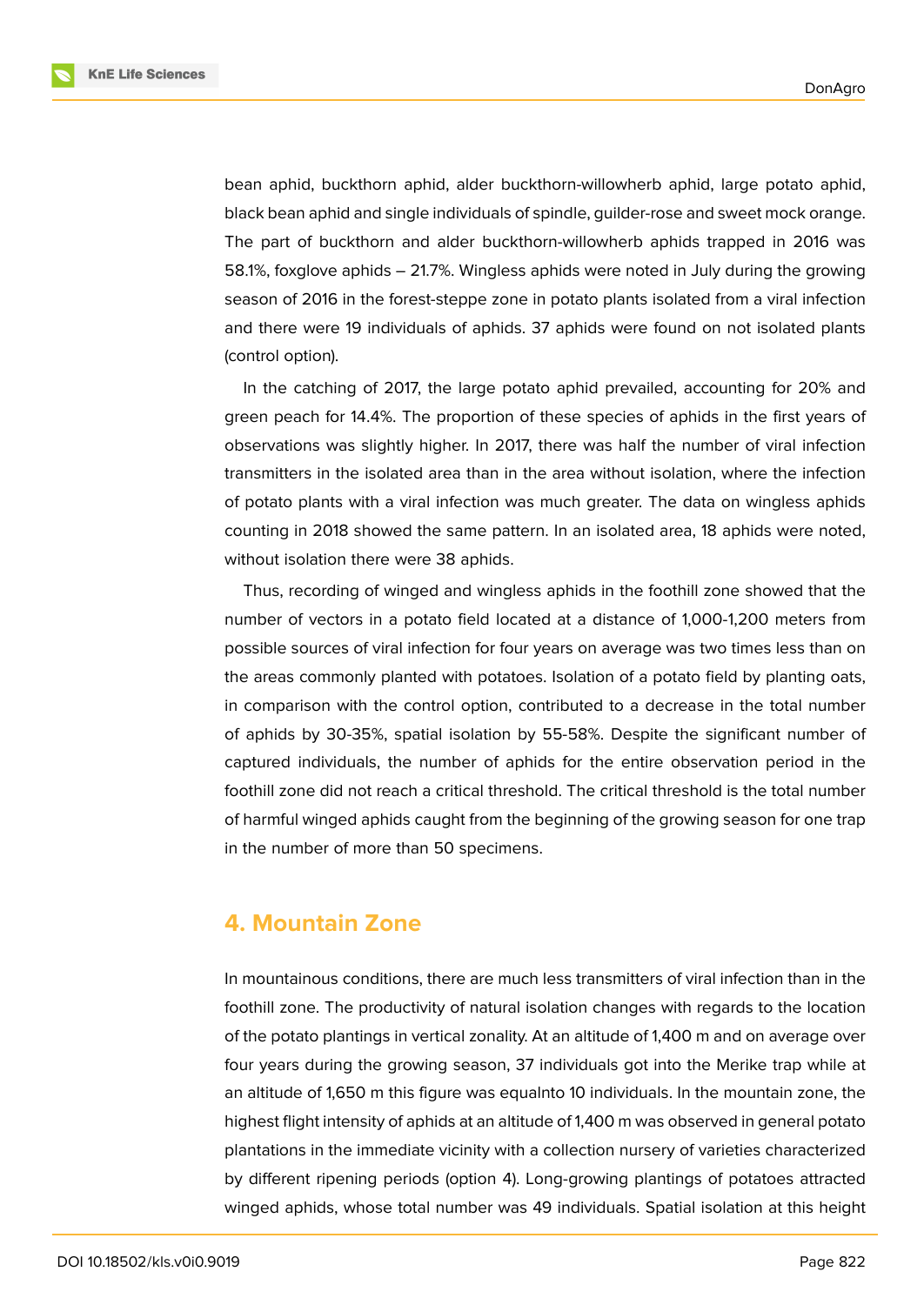bean aphid, buckthorn aphid, alder buckthorn-willowherb aphid, large potato aphid, black bean aphid and single individuals of spindle, guilder-rose and sweet mock orange. The part of buckthorn and alder buckthorn-willowherb aphids trapped in 2016 was 58.1%, foxglove aphids – 21.7%. Wingless aphids were noted in July during the growing season of 2016 in the forest-steppe zone in potato plants isolated from a viral infection and there were 19 individuals of aphids. 37 aphids were found on not isolated plants (control option).

In the catching of 2017, the large potato aphid prevailed, accounting for 20% and green peach for 14.4%. The proportion of these species of aphids in the first years of observations was slightly higher. In 2017, there was half the number of viral infection transmitters in the isolated area than in the area without isolation, where the infection of potato plants with a viral infection was much greater. The data on wingless aphids counting in 2018 showed the same pattern. In an isolated area, 18 aphids were noted, without isolation there were 38 aphids.

Thus, recording of winged and wingless aphids in the foothill zone showed that the number of vectors in a potato field located at a distance of 1,000-1,200 meters from possible sources of viral infection for four years on average was two times less than on the areas commonly planted with potatoes. Isolation of a potato field by planting oats, in comparison with the control option, contributed to a decrease in the total number of aphids by 30-35%, spatial isolation by 55-58%. Despite the significant number of captured individuals, the number of aphids for the entire observation period in the foothill zone did not reach a critical threshold. The critical threshold is the total number of harmful winged aphids caught from the beginning of the growing season for one trap in the number of more than 50 specimens.

## 4. Mountain Zone

In mountainous conditions, there are much less transmitters of viral infection than in the foothill zone. The productivity of natural isolation changes with regards to the location of the potato plantings in vertical zonality. At an altitude of 1,400 m and on average over four years during the growing season, 37 individuals got into the Merike trap while at an altitude of 1,650 m this figure was equalnto 10 individuals. In the mountain zone, the highest flight intensity of aphids at an altitude of 1,400 m was observed in general potato plantations in the immediate vicinity with a collection nursery of varieties characterized by different ripening periods (option 4). Long-growing plantings of potatoes attracted winged aphids, whose total number was 49 individuals. Spatial isolation at this height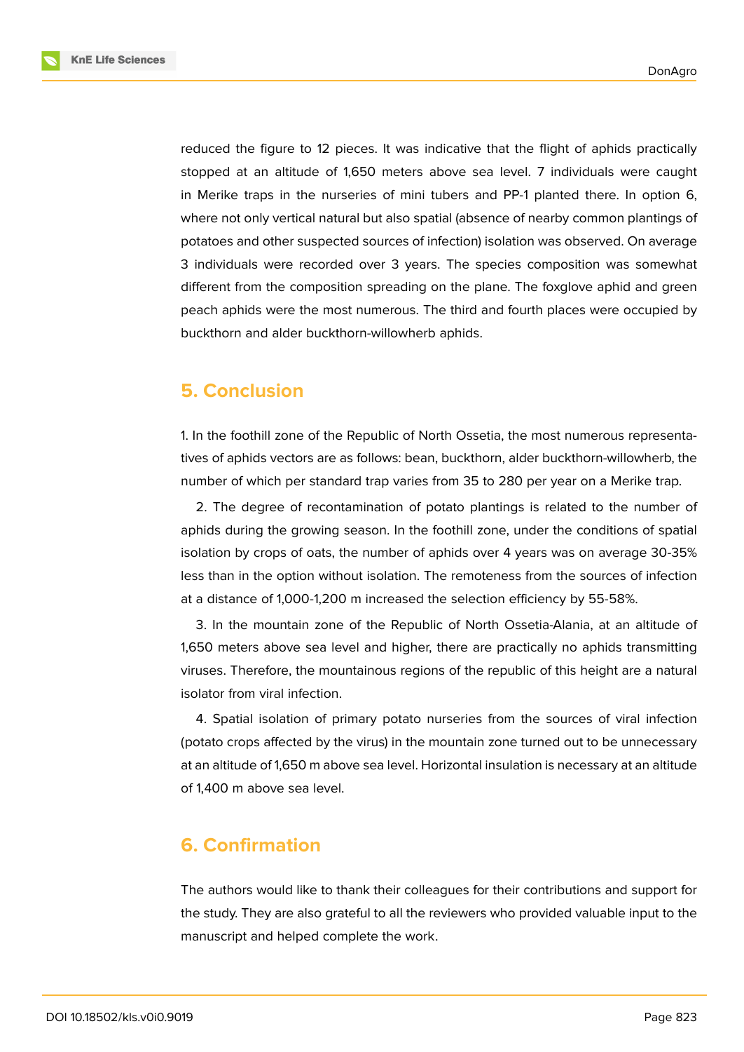reduced the figure to 12 pieces. It was indicative that the flight of aphids practically stopped at an altitude of 1,650 meters above sea level. 7 individuals were caught in Merike traps in the nurseries of mini tubers and PP-1 planted there. In option 6, where not only vertical natural but also spatial (absence of nearby common plantings of potatoes and other suspected sources of infection) isolation was observed. On average 3 individuals were recorded over 3 years. The species composition was somewhat different from the composition spreading on the plane. The foxglove aphid and green peach aphids were the most numerous. The third and fourth places were occupied by buckthorn and alder buckthorn-willowherb aphids.

## 5. Conclusion

1. In the foothill zone of the Republic of North Ossetia, the most numerous representatives of aphids vectors are as follows: bean, buckthorn, alder buckthorn-willowherb, the number of which per standard trap varies from 35 to 280 per year on a Merike trap.

2. The degree of recontamination of potato plantings is related to the number of aphids during the growing season. In the foothill zone, under the conditions of spatial isolation by crops of oats, the number of aphids over 4 years was on average 30-35% less than in the option without isolation. The remoteness from the sources of infection at a distance of 1,000-1,200 m increased the selection efficiency by 55-58%.

3. In the mountain zone of the Republic of North Ossetia-Alania, at an altitude of 1,650 meters above sea level and higher, there are practically no aphids transmitting viruses. Therefore, the mountainous regions of the republic of this height are a natural isolator from viral infection.

4. Spatial isolation of primary potato nurseries from the sources of viral infection (potato crops affected by the virus) in the mountain zone turned out to be unnecessary at an altitude of 1,650 m above sea level. Horizontal insulation is necessary at an altitude of 1,400 m above sea level.

## 6. Confirmation

The authors would like to thank their colleagues for their contributions and support for the study. They are also grateful to all the reviewers who provided valuable input to the manuscript and helped complete the work.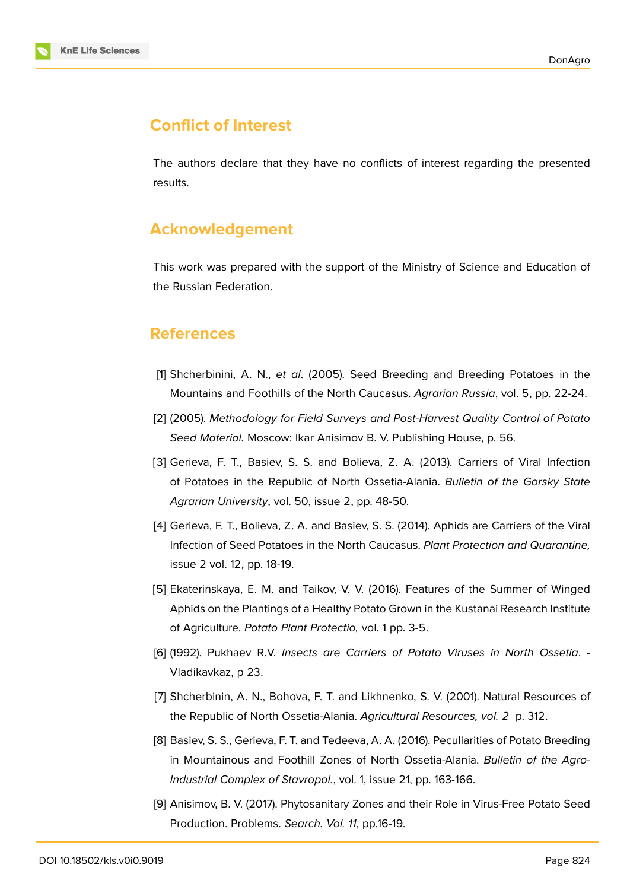## Conflict of Interest

The authors declare that they have no conflicts of interest regarding the presented results.

## Acknowledgement

This work was prepared with the support of the Ministry of Science and Education of the Russian Federation.

## References

[1] Shcherbinini, A. N., *et al*. (2005). Seed Breeding and Breeding Potatoes in the Mountains and Foothills of the North Caucasus. *Agrarian Russia*, vol. 5, pp. 22-24.

[2] (2005). *Methodology for Field Surveys and Post-Harvest Quality Control of Potato Seed Material.* Moscow: Ikar Anisimov B. V. Publishing House, p. 56.

[3] Gerieva, F. T., Basiev, S. S. and Bolieva, Z. A. (2013). Carriers of Viral Infection of Potatoes in the Republic of North Ossetia-Alania. *Bulletin of the Gorsky State Agrarian University*, vol. 50, issue 2, pp. 48-50.

[4] Gerieva, F. T., Bolieva, Z. A. and Basiev, S. S. (2014). Aphids are Carriers of the Viral Infection of Seed Potatoes in the North Caucasus. *Plant Protection and Quarantine,* issue 2 vol. 12, pp. 18-19.

[5] Ekaterinskaya, E. M. and Taikov, V. V. (2016). Features of the Summer of Winged Aphids on the Plantings of a Healthy Potato Grown in the Kustanai Research Institute of Agriculture. *Potato Plant Protectio,* vol. 1 pp. 3-5.

[6] (1992). Pukhaev R.V. *Insects are Carriers of Potato Viruses in North Ossetia*. - Vladikavkaz, p 23.

[7] Shcherbinin, A. N., Bohova, F. T. and Likhnenko, S. V. (2001). Natural Resources of the Republic of North Ossetia-Alania. *Agricultural Resources, vol. 2* p. 312.

[8] Basiev, S. S., Gerieva, F. T. and Tedeeva, A. A. (2016). Peculiarities of Potato Breeding in Mountainous and Foothill Zones of North Ossetia-Alania. *Bulletin of the Agro-Industrial Complex of Stavropol.*, vol. 1, issue 21, pp. 163-166.

[9] Anisimov, B. V. (2017). Phytosanitary Zones and their Role in Virus-Free Potato Seed Production. Problems. *Search. Vol. 11*, pp.16-19.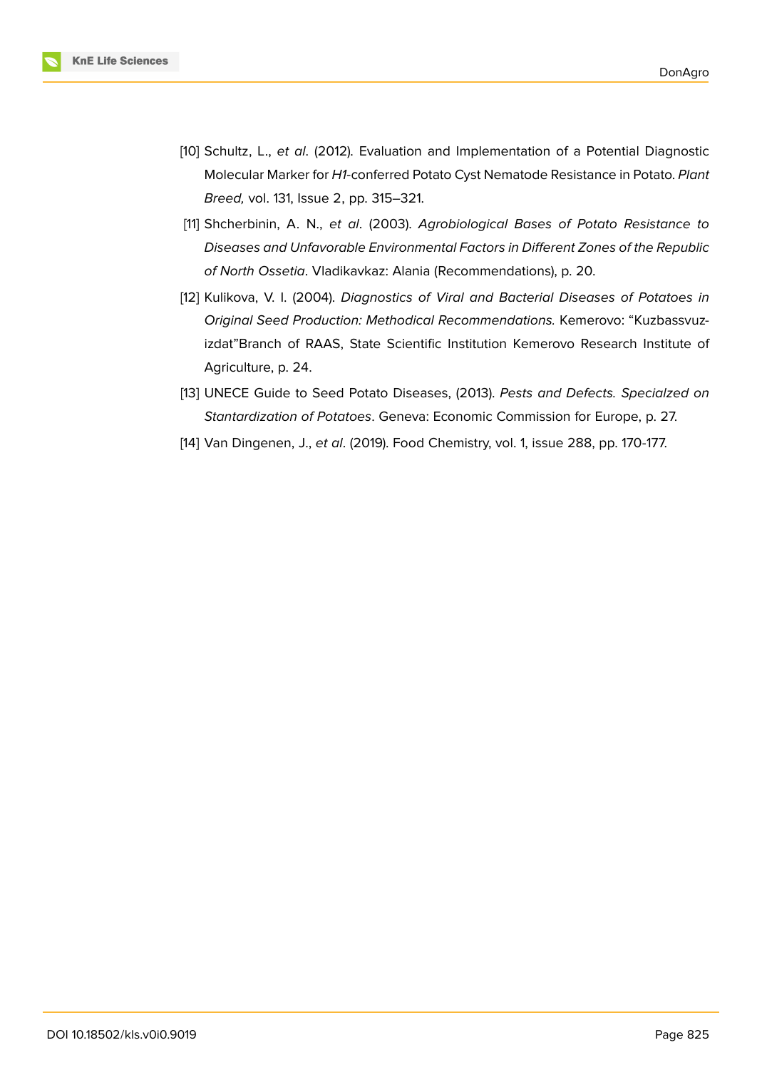[10] Schultz, L., *et al*. (2012). Evaluation and Implementation of a Potential Diagnostic Molecular Marker for *H1*-conferred Potato Cyst Nematode Resistance in Potato. *Plant Breed,* vol. 131, Issue 2, pp. 315–321.

[11] Shcherbinin, A. N., *et al*. (2003). *Agrobiological Bases of Potato Resistance to Diseases and Unfavorable Environmental Factors in Different Zones of the Republic of North Ossetia*. Vladikavkaz: Alania (Recommendations), p. 20.

[12] Kulikova, V. I. (2004). *Diagnostics of Viral and Bacterial Diseases of Potatoes in Original Seed Production: Methodical Recommendations.* Kemerovo: “Kuzbassvuz-izdat”Branch of RAAS, State Scientific Institution Kemerovo Research Institute of Agriculture, p. 24.

[13] UNECE Guide to Seed Potato Diseases, (2013). *Pests and Defects. Specialzed on Stantardization of Potatoes*. Geneva: Economic Commission for Europe, p. 27.

[14] Van Dingenen, J., *et al*. (2019). Food Chemistry, vol. 1, issue 288, pp. 170-177.